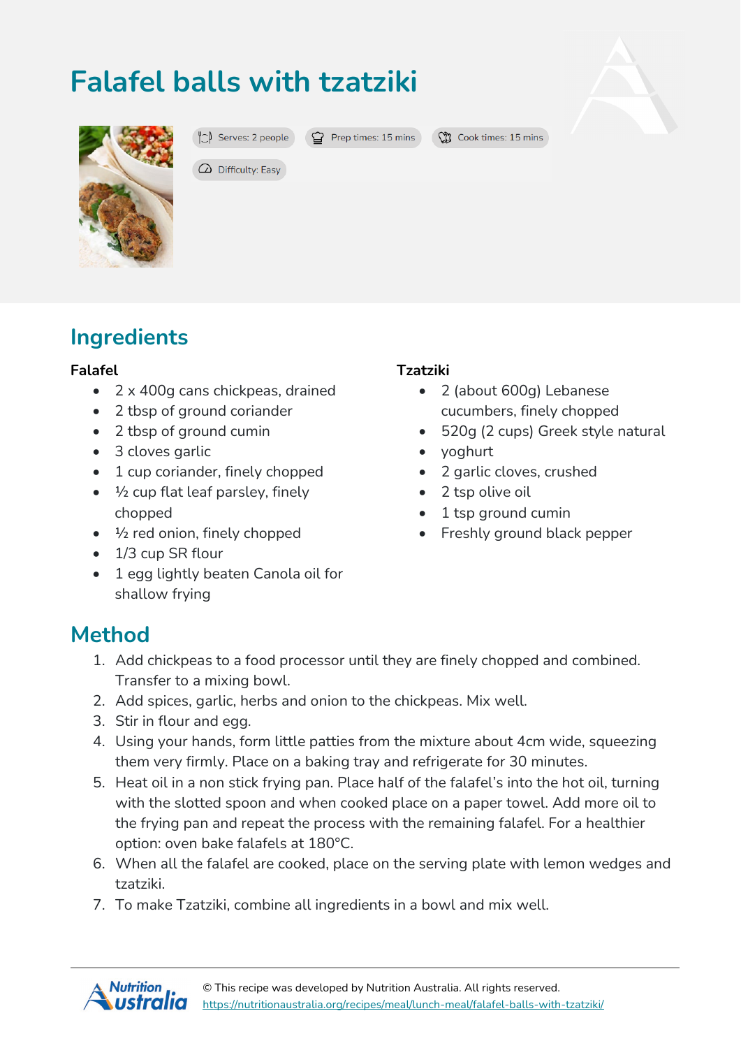# Falafel balls with tzatziki

Serves: 2 people | Prep times: 15 mins | Cook times: 15 mins

Difficulty: Easy

## Ingredients

### Falafel

- 2 x 400g cans chickpeas, drained
- 2 tbsp of ground coriander
- 2 tbsp of ground cumin
- 3 cloves garlic
- 1 cup coriander, finely chopped
- ½ cup flat leaf parsley, finely chopped
- ½ red onion, finely chopped
- 1/3 cup SR flour
- 1 egg lightly beaten Canola oil for shallow frying

### Tzatziki

- 2 (about 600g) Lebanese cucumbers, finely chopped
- 520g (2 cups) Greek style natural
- yoghurt
- 2 garlic cloves, crushed
- 2 tsp olive oil
- 1 tsp ground cumin
- Freshly ground black pepper

## Method

1. Add chickpeas to a food processor until they are finely chopped and combined. Transfer to a mixing bowl.
2. Add spices, garlic, herbs and onion to the chickpeas. Mix well.
3. Stir in flour and egg.
4. Using your hands, form little patties from the mixture about 4cm wide, squeezing them very firmly. Place on a baking tray and refrigerate for 30 minutes.
5. Heat oil in a non stick frying pan. Place half of the falafel's into the hot oil, turning with the slotted spoon and when cooked place on a paper towel. Add more oil to the frying pan and repeat the process with the remaining falafel. For a healthier option: oven bake falafels at 180°C.
6. When all the falafel are cooked, place on the serving plate with lemon wedges and tzatziki.
7. To make Tzatziki, combine all ingredients in a bowl and mix well.

© This recipe was developed by Nutrition Australia. All rights reserved.
https://nutritionaustralia.org/recipes/meal/lunch-meal/falafel-balls-with-tzatziki/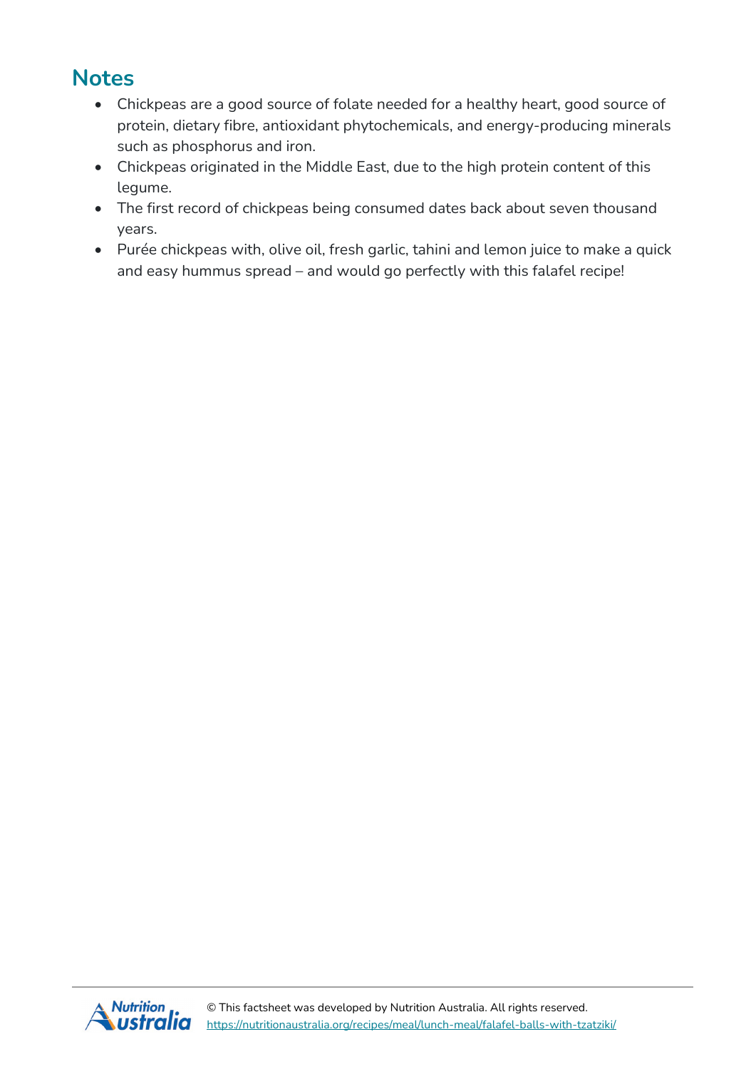## Notes

- Chickpeas are a good source of folate needed for a healthy heart, good source of protein, dietary fibre, antioxidant phytochemicals, and energy-producing minerals such as phosphorus and iron.
- Chickpeas originated in the Middle East, due to the high protein content of this legume.
- The first record of chickpeas being consumed dates back about seven thousand years.
- Purée chickpeas with, olive oil, fresh garlic, tahini and lemon juice to make a quick and easy hummus spread – and would go perfectly with this falafel recipe!

© This factsheet was developed by Nutrition Australia. All rights reserved.
https://nutritionaustralia.org/recipes/meal/lunch-meal/falafel-balls-with-tzatziki/